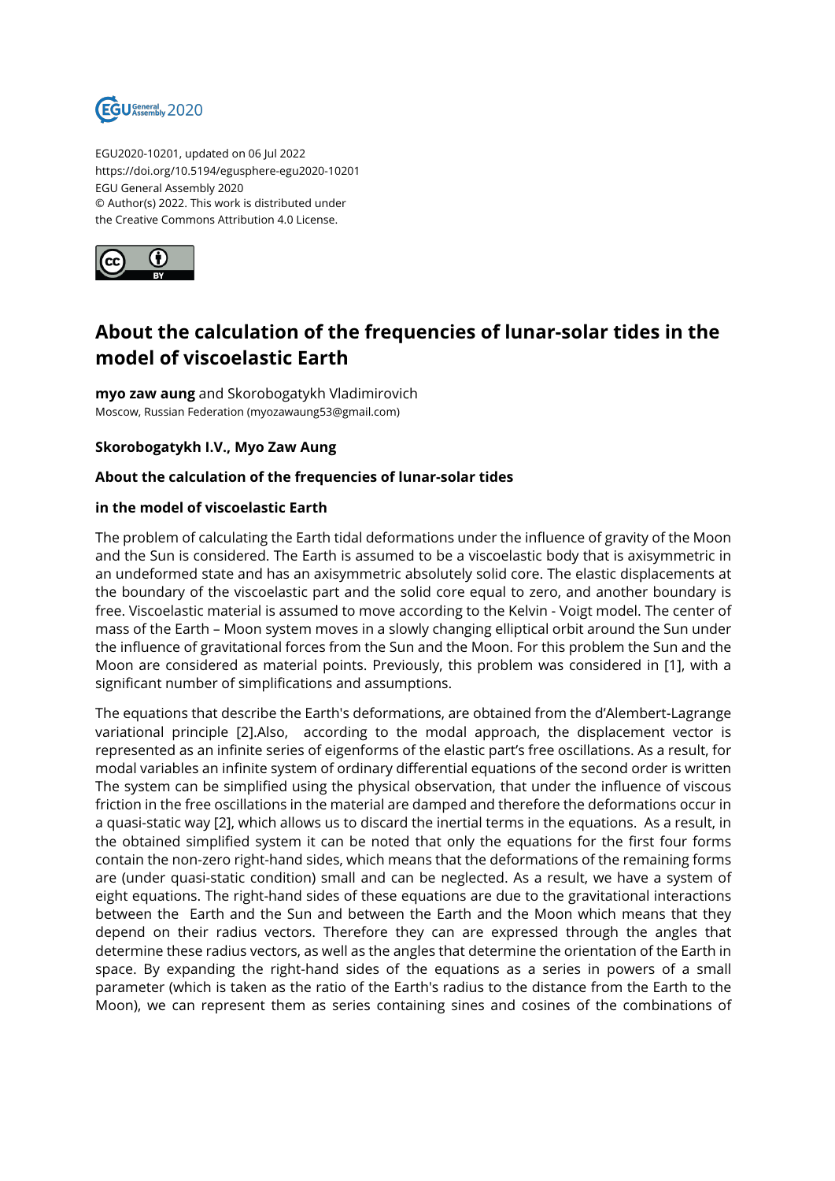EGU2020-10201, updated on 06 Jul 2022
https://doi.org/10.5194/egusphere-egu2020-10201
EGU General Assembly 2020
© Author(s) 2022. This work is distributed under
the Creative Commons Attribution 4.0 License.

# About the calculation of the frequencies of lunar-solar tides in the model of viscoelastic Earth

**myo zaw aung** and Skorobogatykh Vladimirovich
Moscow, Russian Federation (myozawaung53@gmail.com)

**Skorobogatykh I.V., Myo Zaw Aung**

**About the calculation of the frequencies of lunar-solar tides**

**in the model of viscoelastic Earth**

The problem of calculating the Earth tidal deformations under the influence of gravity of the Moon and the Sun is considered. The Earth is assumed to be a viscoelastic body that is axisymmetric in an undeformed state and has an axisymmetric absolutely solid core. The elastic displacements at the boundary of the viscoelastic part and the solid core equal to zero, and another boundary is free. Viscoelastic material is assumed to move according to the Kelvin - Voigt model. The center of mass of the Earth – Moon system moves in a slowly changing elliptical orbit around the Sun under the influence of gravitational forces from the Sun and the Moon. For this problem the Sun and the Moon are considered as material points. Previously, this problem was considered in [1], with a significant number of simplifications and assumptions.

The equations that describe the Earth's deformations, are obtained from the d'Alembert-Lagrange variational principle [2].Also, according to the modal approach, the displacement vector is represented as an infinite series of eigenforms of the elastic part's free oscillations. As a result, for modal variables an infinite system of ordinary differential equations of the second order is written The system can be simplified using the physical observation, that under the influence of viscous friction in the free oscillations in the material are damped and therefore the deformations occur in a quasi-static way [2], which allows us to discard the inertial terms in the equations. As a result, in the obtained simplified system it can be noted that only the equations for the first four forms contain the non-zero right-hand sides, which means that the deformations of the remaining forms are (under quasi-static condition) small and can be neglected. As a result, we have a system of eight equations. The right-hand sides of these equations are due to the gravitational interactions between the Earth and the Sun and between the Earth and the Moon which means that they depend on their radius vectors. Therefore they can are expressed through the angles that determine these radius vectors, as well as the angles that determine the orientation of the Earth in space. By expanding the right-hand sides of the equations as a series in powers of a small parameter (which is taken as the ratio of the Earth's radius to the distance from the Earth to the Moon), we can represent them as series containing sines and cosines of the combinations of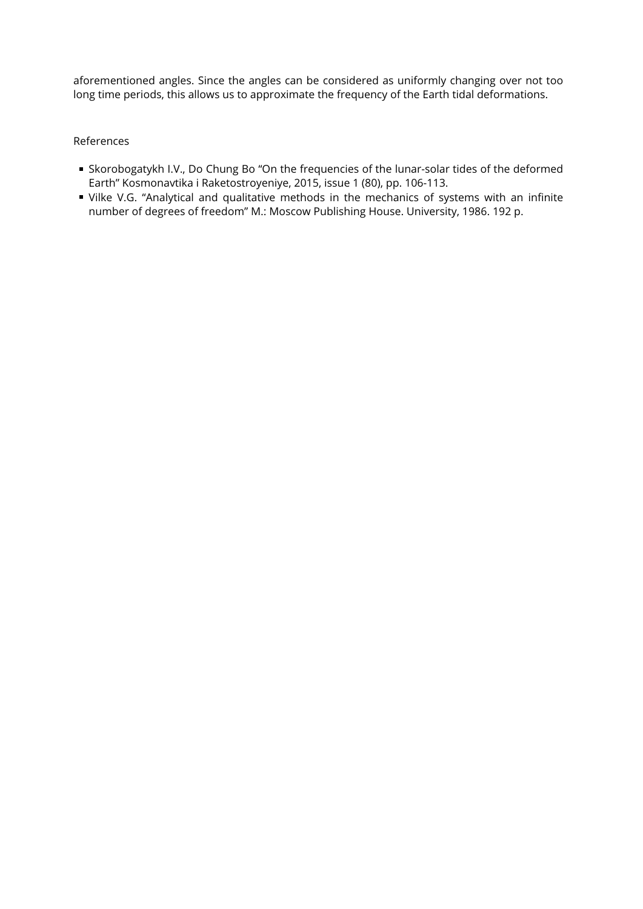aforementioned angles. Since the angles can be considered as uniformly changing over not too long time periods, this allows us to approximate the frequency of the Earth tidal deformations.

References

- Skorobogatykh I.V., Do Chung Bo "On the frequencies of the lunar-solar tides of the deformed Earth" Kosmonavtika i Raketostroyeniye, 2015, issue 1 (80), pp. 106-113.
- Vilke V.G. "Analytical and qualitative methods in the mechanics of systems with an infinite number of degrees of freedom" M.: Moscow Publishing House. University, 1986. 192 p.